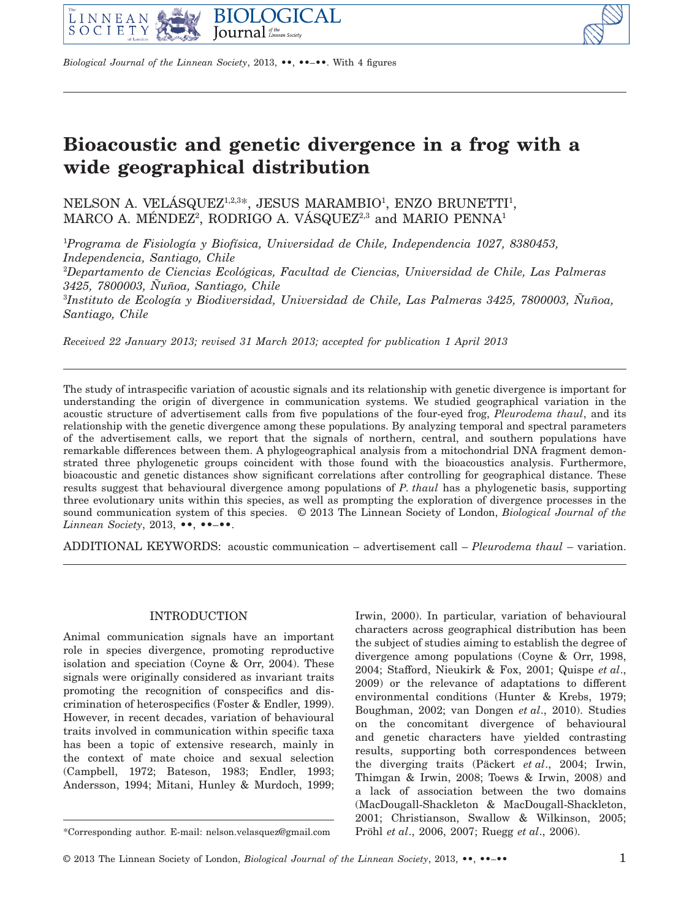# Bioacoustic and genetic divergence in a frog with a wide geographical distribution

NELSON A. VELÁSQUEZ[1,2,3]*, JESUS MARAMBIO[1], ENZO BRUNETTI[1], MARCO A. MÉNDEZ[2], RODRIGO A. VÁSQUEZ[2,3] and MARIO PENNA[1]

[1]*Programa de Fisiología y Biofísica, Universidad de Chile, Independencia 1027, 8380453, Independencia, Santiago, Chile*

[2]*Departamento de Ciencias Ecológicas, Facultad de Ciencias, Universidad de Chile, Las Palmeras 3425, 7800003, Ñuñoa, Santiago, Chile*

[3]*Instituto de Ecología y Biodiversidad, Universidad de Chile, Las Palmeras 3425, 7800003, Ñuñoa, Santiago, Chile*

*Received 22 January 2013; revised 31 March 2013; accepted for publication 1 April 2013*

The study of intraspecific variation of acoustic signals and its relationship with genetic divergence is important for understanding the origin of divergence in communication systems. We studied geographical variation in the acoustic structure of advertisement calls from five populations of the four-eyed frog, *Pleurodema thaul*, and its relationship with the genetic divergence among these populations. By analyzing temporal and spectral parameters of the advertisement calls, we report that the signals of northern, central, and southern populations have remarkable differences between them. A phylogeographical analysis from a mitochondrial DNA fragment demonstrated three phylogenetic groups coincident with those found with the bioacoustics analysis. Furthermore, bioacoustic and genetic distances show significant correlations after controlling for geographical distance. These results suggest that behavioural divergence among populations of *P. thaul* has a phylogenetic basis, supporting three evolutionary units within this species, as well as prompting the exploration of divergence processes in the sound communication system of this species. © 2013 The Linnean Society of London, *Biological Journal of the Linnean Society*, 2013, ••, ••–••.

ADDITIONAL KEYWORDS: acoustic communication – advertisement call – *Pleurodema thaul* – variation.

## INTRODUCTION

Animal communication signals have an important role in species divergence, promoting reproductive isolation and speciation (Coyne & Orr, 2004). These signals were originally considered as invariant traits promoting the recognition of conspecifics and discrimination of heterospecifics (Foster & Endler, 1999). However, in recent decades, variation of behavioural traits involved in communication within specific taxa has been a topic of extensive research, mainly in the context of mate choice and sexual selection (Campbell, 1972; Bateson, 1983; Endler, 1993; Andersson, 1994; Mitani, Hunley & Murdoch, 1999; Irwin, 2000). In particular, variation of behavioural characters across geographical distribution has been the subject of studies aiming to establish the degree of divergence among populations (Coyne & Orr, 1998, 2004; Stafford, Nieukirk & Fox, 2001; Quispe *et al*., 2009) or the relevance of adaptations to different environmental conditions (Hunter & Krebs, 1979; Boughman, 2002; van Dongen *et al*., 2010). Studies on the concomitant divergence of behavioural and genetic characters have yielded contrasting results, supporting both correspondences between the diverging traits (Päckert *et al*., 2004; Irwin, Thimgan & Irwin, 2008; Toews & Irwin, 2008) and a lack of association between the two domains (MacDougall-Shackleton & MacDougall-Shackleton, 2001; Christianson, Swallow & Wilkinson, 2005; Pröhl *et al*., 2006, 2007; Ruegg *et al*., 2006).

*Corresponding author. E-mail: nelson.velasquez@gmail.com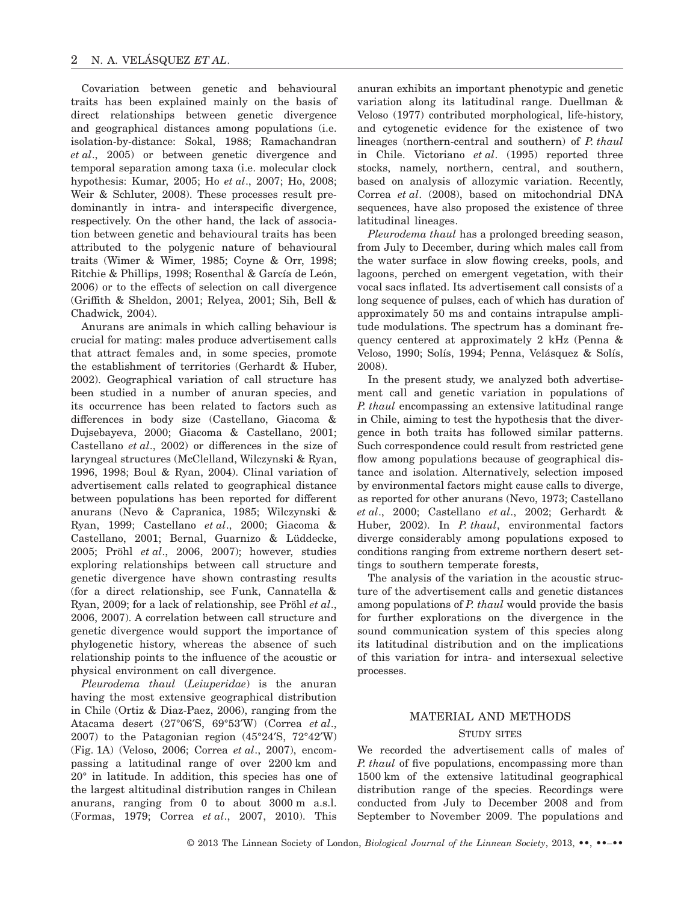Covariation between genetic and behavioural traits has been explained mainly on the basis of direct relationships between genetic divergence and geographical distances among populations (i.e. isolation-by-distance: Sokal, 1988; Ramachandran *et al*., 2005) or between genetic divergence and temporal separation among taxa (i.e. molecular clock hypothesis: Kumar, 2005; Ho *et al*., 2007; Ho, 2008; Weir & Schluter, 2008). These processes result predominantly in intra- and interspecific divergence, respectively. On the other hand, the lack of association between genetic and behavioural traits has been attributed to the polygenic nature of behavioural traits (Wimer & Wimer, 1985; Coyne & Orr, 1998; Ritchie & Phillips, 1998; Rosenthal & García de León, 2006) or to the effects of selection on call divergence (Griffith & Sheldon, 2001; Relyea, 2001; Sih, Bell & Chadwick, 2004).

Anurans are animals in which calling behaviour is crucial for mating: males produce advertisement calls that attract females and, in some species, promote the establishment of territories (Gerhardt & Huber, 2002). Geographical variation of call structure has been studied in a number of anuran species, and its occurrence has been related to factors such as differences in body size (Castellano, Giacoma & Dujsebayeva, 2000; Giacoma & Castellano, 2001; Castellano *et al*., 2002) or differences in the size of laryngeal structures (McClelland, Wilczynski & Ryan, 1996, 1998; Boul & Ryan, 2004). Clinal variation of advertisement calls related to geographical distance between populations has been reported for different anurans (Nevo & Capranica, 1985; Wilczynski & Ryan, 1999; Castellano *et al*., 2000; Giacoma & Castellano, 2001; Bernal, Guarnizo & Lüddecke, 2005; Pröhl *et al*., 2006, 2007); however, studies exploring relationships between call structure and genetic divergence have shown contrasting results (for a direct relationship, see Funk, Cannatella & Ryan, 2009; for a lack of relationship, see Pröhl *et al*., 2006, 2007). A correlation between call structure and genetic divergence would support the importance of phylogenetic history, whereas the absence of such relationship points to the influence of the acoustic or physical environment on call divergence.

*Pleurodema thaul* (*Leiuperidae*) is the anuran having the most extensive geographical distribution in Chile (Ortiz & Diaz-Paez, 2006), ranging from the Atacama desert (27°06′S, 69°53′W) (Correa *et al*., 2007) to the Patagonian region (45°24′S, 72°42′W) (Fig. 1A) (Veloso, 2006; Correa *et al*., 2007), encompassing a latitudinal range of over 2200 km and 20° in latitude. In addition, this species has one of the largest altitudinal distribution ranges in Chilean anurans, ranging from 0 to about 3000 m a.s.l. (Formas, 1979; Correa *et al*., 2007, 2010). This anuran exhibits an important phenotypic and genetic variation along its latitudinal range. Duellman & Veloso (1977) contributed morphological, life-history, and cytogenetic evidence for the existence of two lineages (northern-central and southern) of *P. thaul* in Chile. Victoriano *et al*. (1995) reported three stocks, namely, northern, central, and southern, based on analysis of allozymic variation. Recently, Correa *et al*. (2008), based on mitochondrial DNA sequences, have also proposed the existence of three latitudinal lineages.

*Pleurodema thaul* has a prolonged breeding season, from July to December, during which males call from the water surface in slow flowing creeks, pools, and lagoons, perched on emergent vegetation, with their vocal sacs inflated. Its advertisement call consists of a long sequence of pulses, each of which has duration of approximately 50 ms and contains intrapulse amplitude modulations. The spectrum has a dominant frequency centered at approximately 2 kHz (Penna & Veloso, 1990; Solís, 1994; Penna, Velásquez & Solís, 2008).

In the present study, we analyzed both advertisement call and genetic variation in populations of *P. thaul* encompassing an extensive latitudinal range in Chile, aiming to test the hypothesis that the divergence in both traits has followed similar patterns. Such correspondence could result from restricted gene flow among populations because of geographical distance and isolation. Alternatively, selection imposed by environmental factors might cause calls to diverge, as reported for other anurans (Nevo, 1973; Castellano *et al*., 2000; Castellano *et al*., 2002; Gerhardt & Huber, 2002). In *P. thaul*, environmental factors diverge considerably among populations exposed to conditions ranging from extreme northern desert settings to southern temperate forests,

The analysis of the variation in the acoustic structure of the advertisement calls and genetic distances among populations of *P. thaul* would provide the basis for further explorations on the divergence in the sound communication system of this species along its latitudinal distribution and on the implications of this variation for intra- and intersexual selective processes.

## MATERIAL AND METHODS

### STUDY SITES

We recorded the advertisement calls of males of *P. thaul* of five populations, encompassing more than 1500 km of the extensive latitudinal geographical distribution range of the species. Recordings were conducted from July to December 2008 and from September to November 2009. The populations and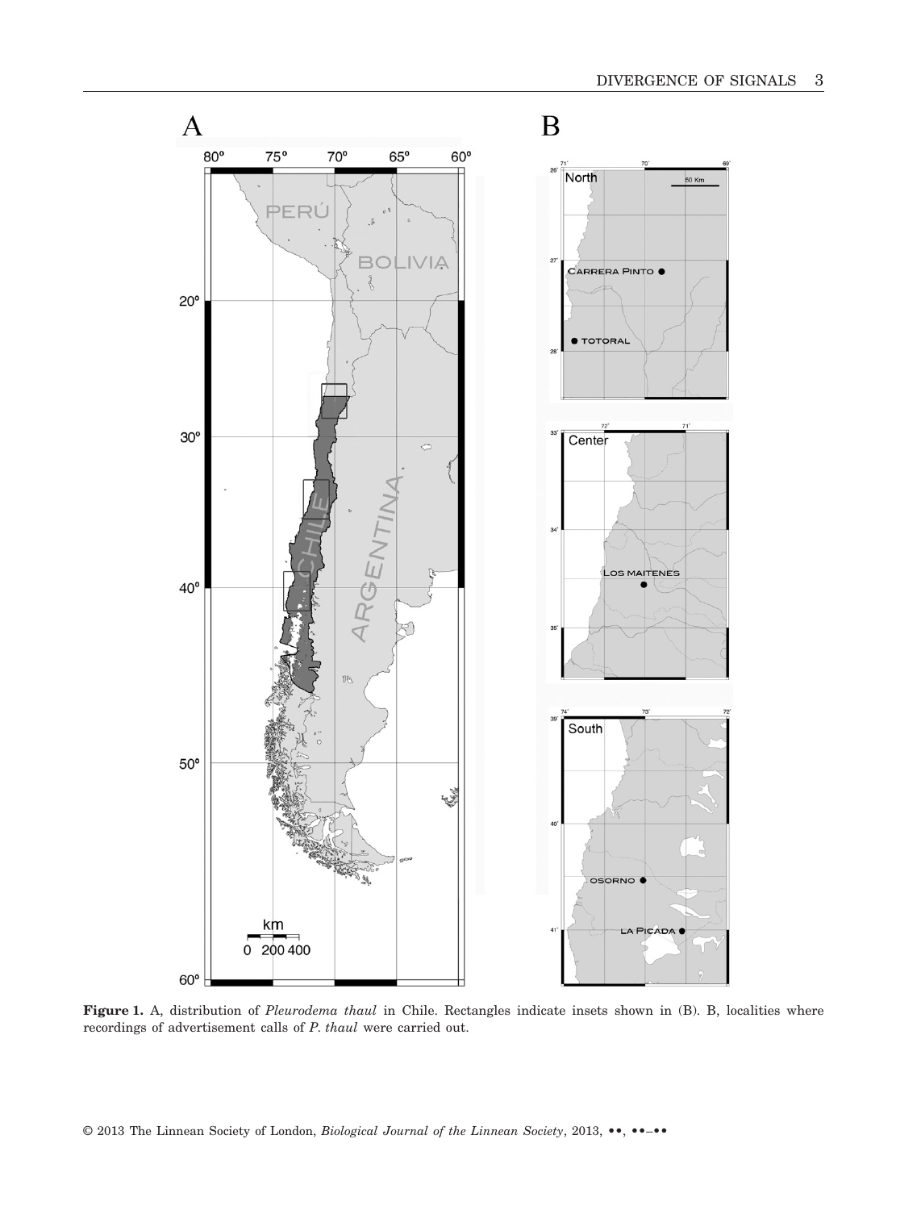**Figure 1.** A, distribution of *Pleurodema thaul* in Chile. Rectangles indicate insets shown in (B). B, localities where recordings of advertisement calls of *P. thaul* were carried out.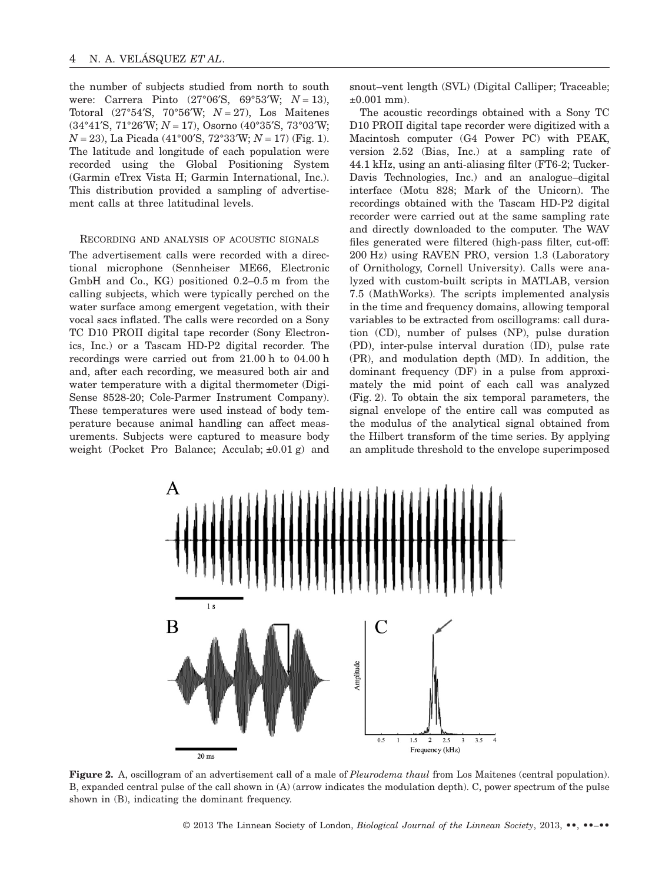the number of subjects studied from north to south were: Carrera Pinto (27°06′S, 69°53′W; *N* = 13), Totoral (27°54′S, 70°56′W; *N* = 27), Los Maitenes (34°41′S, 71°26′W; *N* = 17), Osorno (40°35′S, 73°03′W; *N* = 23), La Picada (41°00′S, 72°33′W; *N* = 17) (Fig. 1). The latitude and longitude of each population were recorded using the Global Positioning System (Garmin eTrex Vista H; Garmin International, Inc.). This distribution provided a sampling of advertisement calls at three latitudinal levels.

### Recording and analysis of acoustic signals

The advertisement calls were recorded with a directional microphone (Sennheiser ME66, Electronic GmbH and Co., KG) positioned 0.2–0.5 m from the calling subjects, which were typically perched on the water surface among emergent vegetation, with their vocal sacs inflated. The calls were recorded on a Sony TC D10 PROII digital tape recorder (Sony Electronics, Inc.) or a Tascam HD-P2 digital recorder. The recordings were carried out from 21.00 h to 04.00 h and, after each recording, we measured both air and water temperature with a digital thermometer (Digi-Sense 8528-20; Cole-Parmer Instrument Company). These temperatures were used instead of body temperature because animal handling can affect measurements. Subjects were captured to measure body weight (Pocket Pro Balance; Acculab; ±0.01 g) and snout–vent length (SVL) (Digital Calliper; Traceable; ±0.001 mm).

The acoustic recordings obtained with a Sony TC D10 PROII digital tape recorder were digitized with a Macintosh computer (G4 Power PC) with PEAK, version 2.52 (Bias, Inc.) at a sampling rate of 44.1 kHz, using an anti-aliasing filter (FT6-2; Tucker-Davis Technologies, Inc.) and an analogue–digital interface (Motu 828; Mark of the Unicorn). The recordings obtained with the Tascam HD-P2 digital recorder were carried out at the same sampling rate and directly downloaded to the computer. The WAV files generated were filtered (high-pass filter, cut-off: 200 Hz) using RAVEN PRO, version 1.3 (Laboratory of Ornithology, Cornell University). Calls were analyzed with custom-built scripts in MATLAB, version 7.5 (MathWorks). The scripts implemented analysis in the time and frequency domains, allowing temporal variables to be extracted from oscillograms: call duration (CD), number of pulses (NP), pulse duration (PD), inter-pulse interval duration (ID), pulse rate (PR), and modulation depth (MD). In addition, the dominant frequency (DF) in a pulse from approximately the mid point of each call was analyzed (Fig. 2). To obtain the six temporal parameters, the signal envelope of the entire call was computed as the modulus of the analytical signal obtained from the Hilbert transform of the time series. By applying an amplitude threshold to the envelope superimposed

**Figure 2.** A, oscillogram of an advertisement call of a male of *Pleurodema thaul* from Los Maitenes (central population). B, expanded central pulse of the call shown in (A) (arrow indicates the modulation depth). C, power spectrum of the pulse shown in (B), indicating the dominant frequency.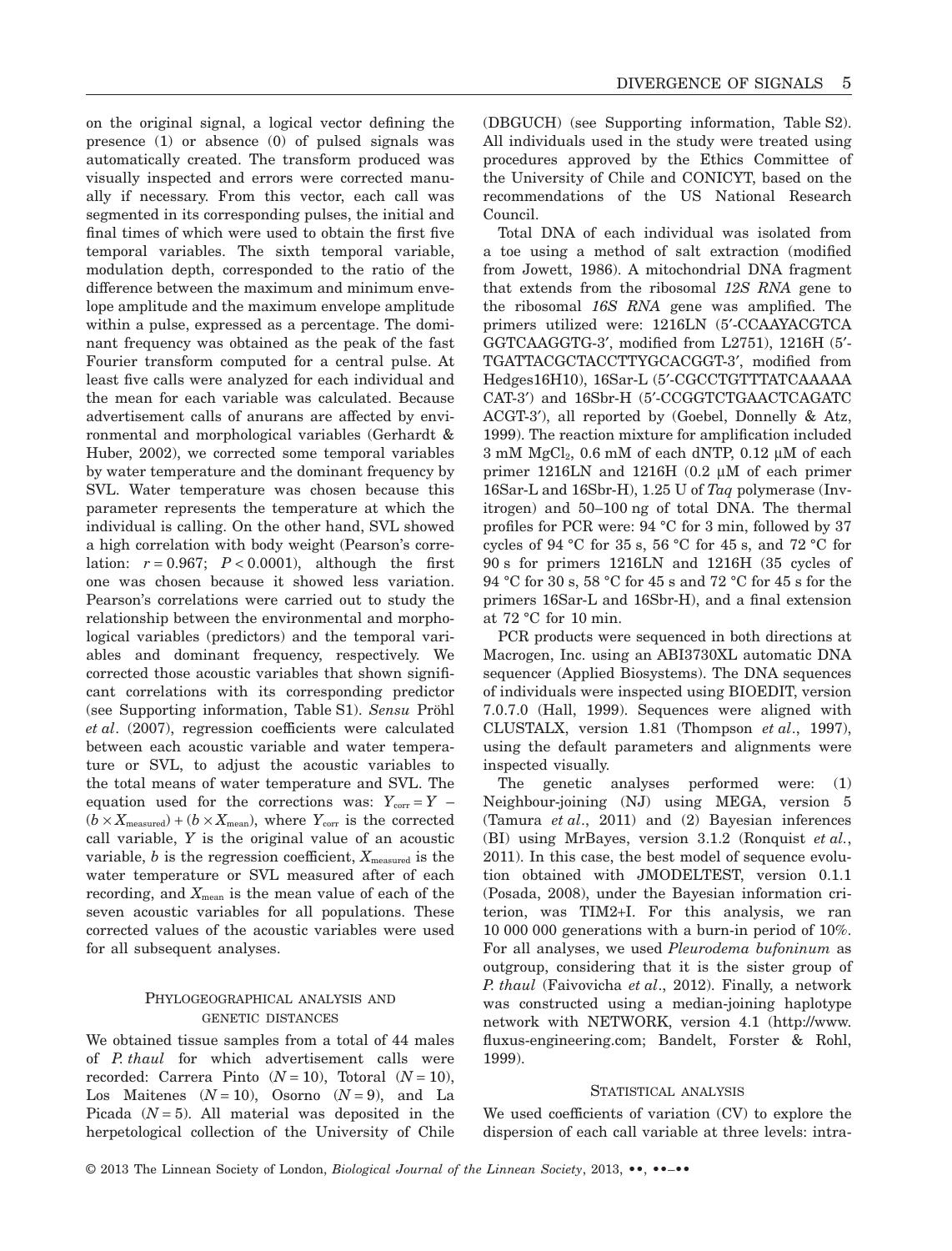on the original signal, a logical vector defining the presence (1) or absence (0) of pulsed signals was automatically created. The transform produced was visually inspected and errors were corrected manually if necessary. From this vector, each call was segmented in its corresponding pulses, the initial and final times of which were used to obtain the first five temporal variables. The sixth temporal variable, modulation depth, corresponded to the ratio of the difference between the maximum and minimum envelope amplitude and the maximum envelope amplitude within a pulse, expressed as a percentage. The dominant frequency was obtained as the peak of the fast Fourier transform computed for a central pulse. At least five calls were analyzed for each individual and the mean for each variable was calculated. Because advertisement calls of anurans are affected by environmental and morphological variables (Gerhardt & Huber, 2002), we corrected some temporal variables by water temperature and the dominant frequency by SVL. Water temperature was chosen because this parameter represents the temperature at which the individual is calling. On the other hand, SVL showed a high correlation with body weight (Pearson's correlation: $r = 0.967$; $P < 0.0001$), although the first one was chosen because it showed less variation. Pearson's correlations were carried out to study the relationship between the environmental and morphological variables (predictors) and the temporal variables and dominant frequency, respectively. We corrected those acoustic variables that shown significant correlations with its corresponding predictor (see Supporting information, Table S1). *Sensu* Pröhl *et al*. (2007), regression coefficients were calculated between each acoustic variable and water temperature or SVL, to adjust the acoustic variables to the total means of water temperature and SVL. The equation used for the corrections was: $Y_{corr} = Y - (b \times X_{measured}) + (b \times X_{mean})$, where $Y_{corr}$ is the corrected call variable, $Y$ is the original value of an acoustic variable, $b$ is the regression coefficient, $X_{measured}$ is the water temperature or SVL measured after of each recording, and $X_{mean}$ is the mean value of each of the seven acoustic variables for all populations. These corrected values of the acoustic variables were used for all subsequent analyses.

## Phylogeographical analysis and genetic distances

We obtained tissue samples from a total of 44 males of *P. thaul* for which advertisement calls were recorded: Carrera Pinto ($N = 10$), Totoral ($N = 10$), Los Maitenes ($N = 10$), Osorno ($N = 9$), and La Picada ($N = 5$). All material was deposited in the herpetological collection of the University of Chile (DBGUCH) (see Supporting information, Table S2). All individuals used in the study were treated using procedures approved by the Ethics Committee of the University of Chile and CONICYT, based on the recommendations of the US National Research Council.

Total DNA of each individual was isolated from a toe using a method of salt extraction (modified from Jowett, 1986). A mitochondrial DNA fragment that extends from the ribosomal *12S RNA* gene to the ribosomal *16S RNA* gene was amplified. The primers utilized were: 1216LN (5′-CCAAYACGTCA GGTCAAGGTG-3′, modified from L2751), 1216H (5′-TGATTACGCTACCTTYGCACGGT-3′, modified from Hedges16H10), 16Sar-L (5′-CGCCTGTTTATCAAAAA CAT-3′) and 16Sbr-H (5′-CCGGTCTGAACTCAGATC ACGT-3′), all reported by (Goebel, Donnelly & Atz, 1999). The reaction mixture for amplification included 3 mM $MgCl_2$, 0.6 mM of each dNTP, 0.12 μM of each primer 1216LN and 1216H (0.2 μM of each primer 16Sar-L and 16Sbr-H), 1.25 U of *Taq* polymerase (Invitrogen) and 50–100 ng of total DNA. The thermal profiles for PCR were: 94 °C for 3 min, followed by 37 cycles of 94 °C for 35 s, 56 °C for 45 s, and 72 °C for 90 s for primers 1216LN and 1216H (35 cycles of 94 °C for 30 s, 58 °C for 45 s and 72 °C for 45 s for the primers 16Sar-L and 16Sbr-H), and a final extension at 72 °C for 10 min.

PCR products were sequenced in both directions at Macrogen, Inc. using an ABI3730XL automatic DNA sequencer (Applied Biosystems). The DNA sequences of individuals were inspected using BIOEDIT, version 7.0.7.0 (Hall, 1999). Sequences were aligned with CLUSTALX, version 1.81 (Thompson *et al*., 1997), using the default parameters and alignments were inspected visually.

The genetic analyses performed were: (1) Neighbour-joining (NJ) using MEGA, version 5 (Tamura *et al*., 2011) and (2) Bayesian inferences (BI) using MrBayes, version 3.1.2 (Ronquist *et al.*, 2011). In this case, the best model of sequence evolution obtained with JMODELTEST, version 0.1.1 (Posada, 2008), under the Bayesian information criterion, was TIM2+I. For this analysis, we ran 10 000 000 generations with a burn-in period of 10%. For all analyses, we used *Pleurodema bufoninum* as outgroup, considering that it is the sister group of *P. thaul* (Faivovicha *et al*., 2012). Finally, a network was constructed using a median-joining haplotype network with NETWORK, version 4.1 (http://www.fluxus-engineering.com; Bandelt, Forster & Rohl, 1999).

## Statistical analysis

We used coefficients of variation (CV) to explore the dispersion of each call variable at three levels: intra-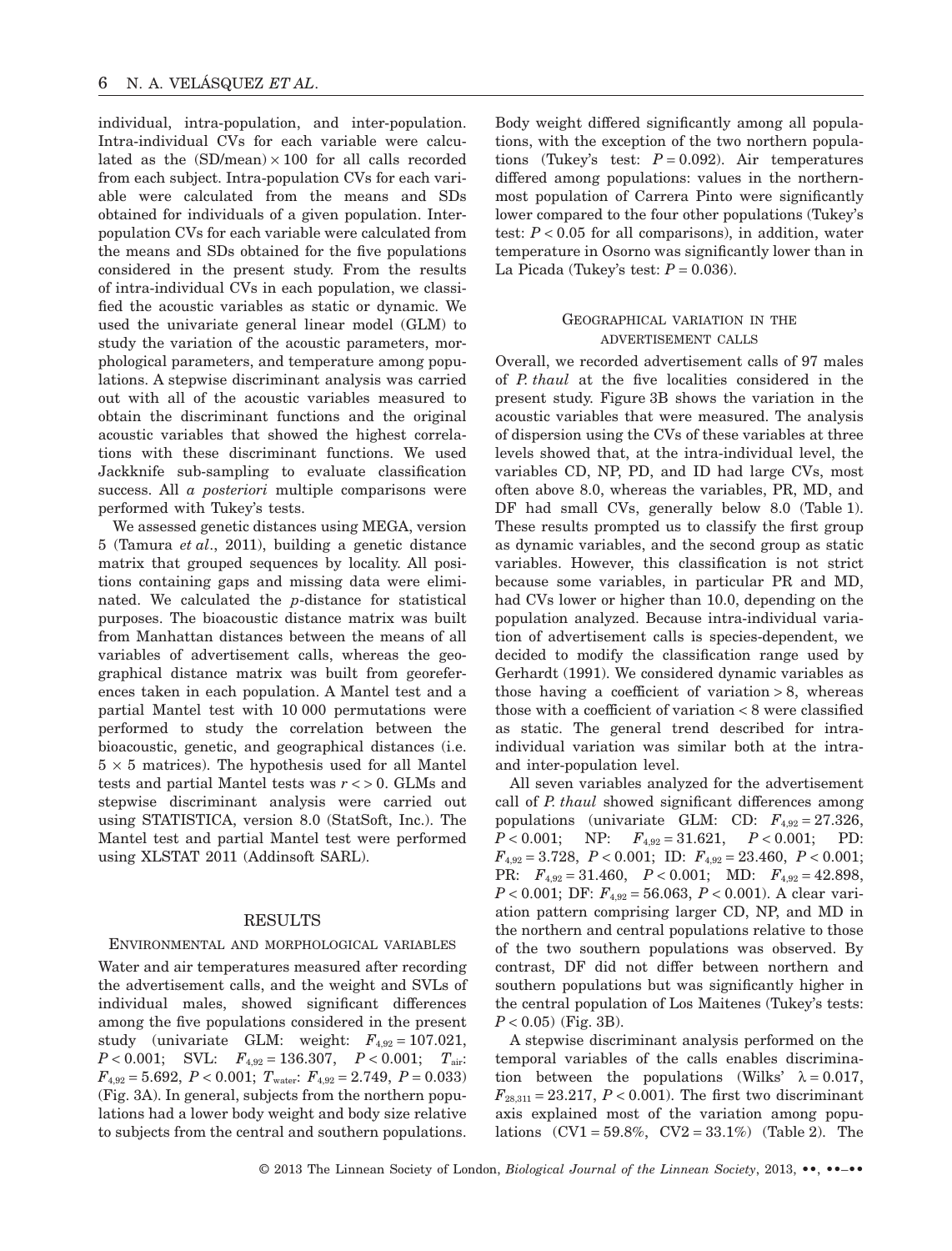individual, intra-population, and inter-population. Intra-individual CVs for each variable were calculated as the (SD/mean) × 100 for all calls recorded from each subject. Intra-population CVs for each variable were calculated from the means and SDs obtained for individuals of a given population. Inter-population CVs for each variable were calculated from the means and SDs obtained for the five populations considered in the present study. From the results of intra-individual CVs in each population, we classified the acoustic variables as static or dynamic. We used the univariate general linear model (GLM) to study the variation of the acoustic parameters, morphological parameters, and temperature among populations. A stepwise discriminant analysis was carried out with all of the acoustic variables measured to obtain the discriminant functions and the original acoustic variables that showed the highest correlations with these discriminant functions. We used Jackknife sub-sampling to evaluate classification success. All *a posteriori* multiple comparisons were performed with Tukey's tests.

We assessed genetic distances using MEGA, version 5 (Tamura *et al*., 2011), building a genetic distance matrix that grouped sequences by locality. All positions containing gaps and missing data were eliminated. We calculated the *p*-distance for statistical purposes. The bioacoustic distance matrix was built from Manhattan distances between the means of all variables of advertisement calls, whereas the geographical distance matrix was built from georeferences taken in each population. A Mantel test and a partial Mantel test with 10 000 permutations were performed to study the correlation between the bioacoustic, genetic, and geographical distances (i.e. $5 \times 5$ matrices). The hypothesis used for all Mantel tests and partial Mantel tests was $r <> 0$. GLMs and stepwise discriminant analysis were carried out using STATISTICA, version 8.0 (StatSoft, Inc.). The Mantel test and partial Mantel test were performed using XLSTAT 2011 (Addinsoft SARL).

## RESULTS

### ENVIRONMENTAL AND MORPHOLOGICAL VARIABLES

Water and air temperatures measured after recording the advertisement calls, and the weight and SVLs of individual males, showed significant differences among the five populations considered in the present study (univariate GLM: weight: $F_{4,92} = 107.021$, $P < 0.001$; SVL: $F_{4,92} = 136.307$, $P < 0.001$; $T_{air}$: $F_{4,92} = 5.692$, $P < 0.001$; $T_{water}$: $F_{4,92} = 2.749$, $P = 0.033$) (Fig. 3A). In general, subjects from the northern populations had a lower body weight and body size relative to subjects from the central and southern populations. Body weight differed significantly among all populations, with the exception of the two northern populations (Tukey's test: $P = 0.092$). Air temperatures differed among populations: values in the northernmost population of Carrera Pinto were significantly lower compared to the four other populations (Tukey's test: $P < 0.05$ for all comparisons), in addition, water temperature in Osorno was significantly lower than in La Picada (Tukey's test: $P = 0.036$).

### GEOGRAPHICAL VARIATION IN THE ADVERTISEMENT CALLS

Overall, we recorded advertisement calls of 97 males of *P. thaul* at the five localities considered in the present study. Figure 3B shows the variation in the acoustic variables that were measured. The analysis of dispersion using the CVs of these variables at three levels showed that, at the intra-individual level, the variables CD, NP, PD, and ID had large CVs, most often above 8.0, whereas the variables, PR, MD, and DF had small CVs, generally below 8.0 (Table 1). These results prompted us to classify the first group as dynamic variables, and the second group as static variables. However, this classification is not strict because some variables, in particular PR and MD, had CVs lower or higher than 10.0, depending on the population analyzed. Because intra-individual variation of advertisement calls is species-dependent, we decided to modify the classification range used by Gerhardt (1991). We considered dynamic variables as those having a coefficient of variation > 8, whereas those with a coefficient of variation < 8 were classified as static. The general trend described for intra-individual variation was similar both at the intra- and inter-population level.

All seven variables analyzed for the advertisement call of *P. thaul* showed significant differences among populations (univariate GLM: CD: $F_{4,92} = 27.326$, $P < 0.001$; NP: $F_{4,92} = 31.621$, $P < 0.001$; PD: $F_{4,92} = 3.728$, $P < 0.001$; ID: $F_{4,92} = 23.460$, $P < 0.001$; PR: $F_{4,92} = 31.460$, $P < 0.001$; MD: $F_{4,92} = 42.898$, $P < 0.001$; DF: $F_{4,92} = 56.063$, $P < 0.001$). A clear variation pattern comprising larger CD, NP, and MD in the northern and central populations relative to those of the two southern populations was observed. By contrast, DF did not differ between northern and southern populations but was significantly higher in the central population of Los Maitenes (Tukey's tests: $P < 0.05$) (Fig. 3B).

A stepwise discriminant analysis performed on the temporal variables of the calls enables discrimination between the populations (Wilks' $\lambda = 0.017$, $F_{28,311} = 23.217$, $P < 0.001$). The first two discriminant axis explained most of the variation among populations (CV1 = 59.8%, CV2 = 33.1%) (Table 2). The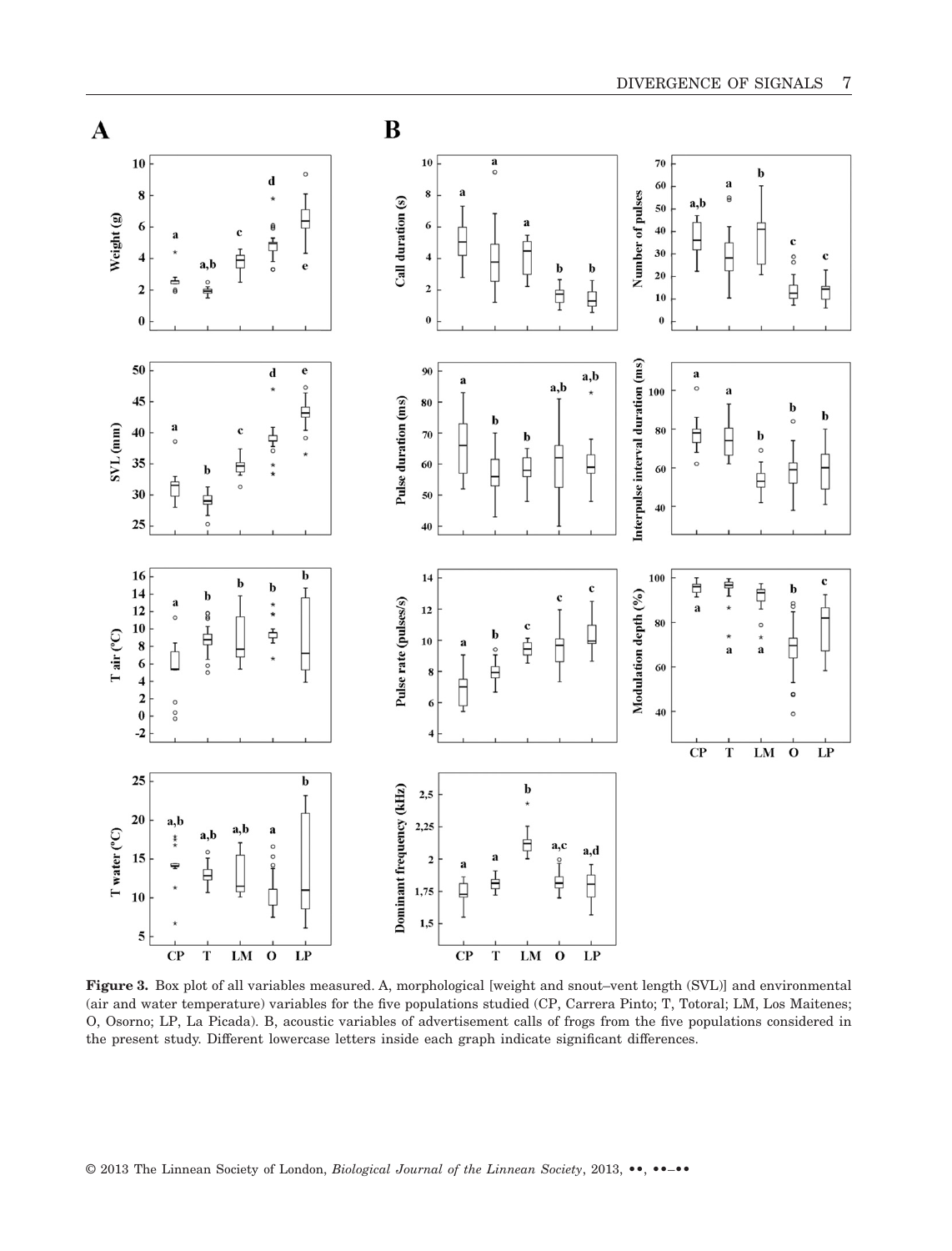**Figure 3.** Box plot of all variables measured. A, morphological [weight and snout–vent length (SVL)] and environmental (air and water temperature) variables for the five populations studied (CP, Carrera Pinto; T, Totoral; LM, Los Maitenes; O, Osorno; LP, La Picada). B, acoustic variables of advertisement calls of frogs from the five populations considered in the present study. Different lowercase letters inside each graph indicate significant differences.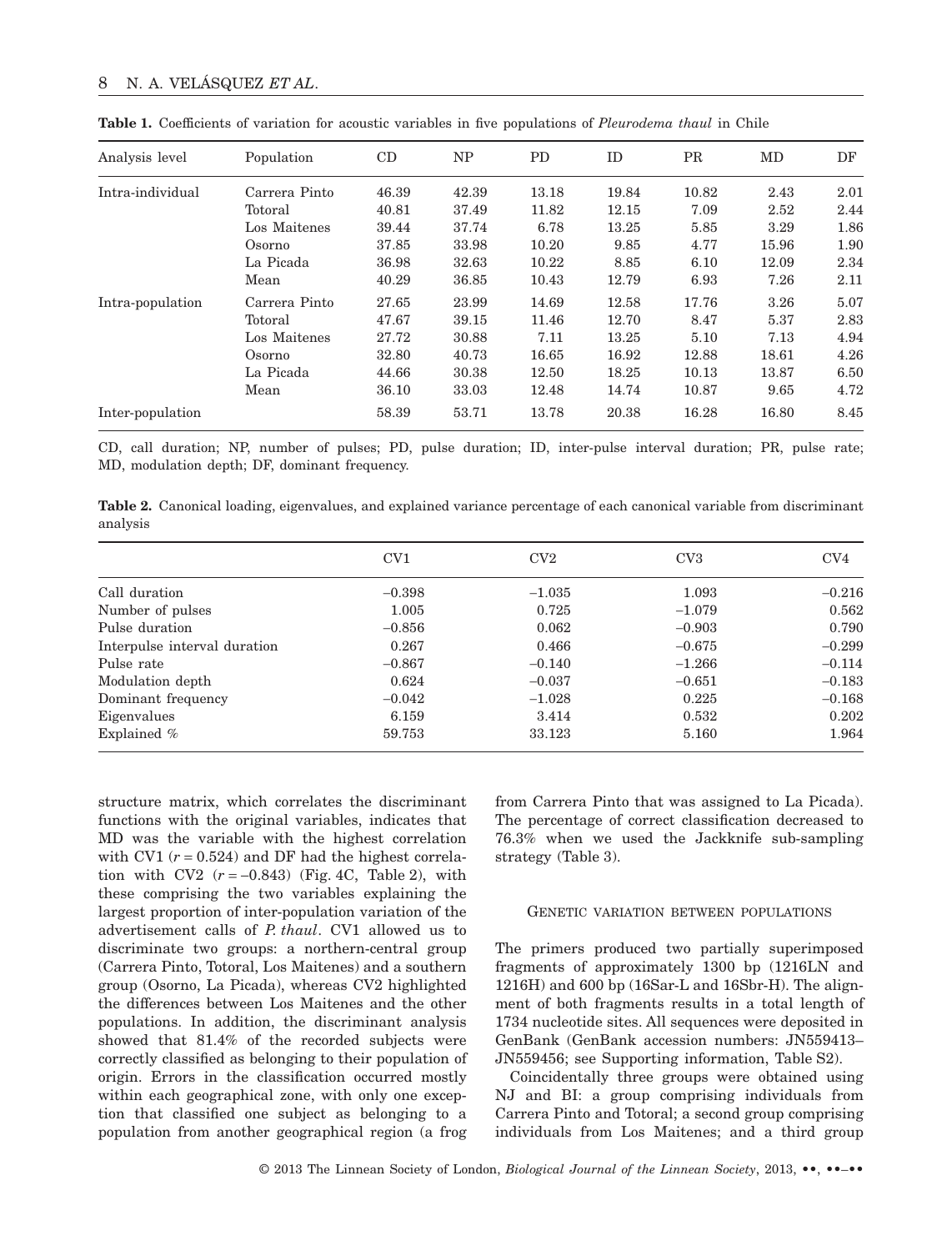**Table 1.** Coefficients of variation for acoustic variables in five populations of *Pleurodema thaul* in Chile

| Analysis level | Population | CD | NP | PD | ID | PR | MD | DF |
|---|---|---|---|---|---|---|---|---|
| Intra-individual | Carrera Pinto | 46.39 | 42.39 | 13.18 | 19.84 | 10.82 | 2.43 | 2.01 |
| | Totoral | 40.81 | 37.49 | 11.82 | 12.15 | 7.09 | 2.52 | 2.44 |
| | Los Maitenes | 39.44 | 37.74 | 6.78 | 13.25 | 5.85 | 3.29 | 1.86 |
| | Osorno | 37.85 | 33.98 | 10.20 | 9.85 | 4.77 | 15.96 | 1.90 |
| | La Picada | 36.98 | 32.63 | 10.22 | 8.85 | 6.10 | 12.09 | 2.34 |
| | Mean | 40.29 | 36.85 | 10.43 | 12.79 | 6.93 | 7.26 | 2.11 |
| Intra-population | Carrera Pinto | 27.65 | 23.99 | 14.69 | 12.58 | 17.76 | 3.26 | 5.07 |
| | Totoral | 47.67 | 39.15 | 11.46 | 12.70 | 8.47 | 5.37 | 2.83 |
| | Los Maitenes | 27.72 | 30.88 | 7.11 | 13.25 | 5.10 | 7.13 | 4.94 |
| | Osorno | 32.80 | 40.73 | 16.65 | 16.92 | 12.88 | 18.61 | 4.26 |
| | La Picada | 44.66 | 30.38 | 12.50 | 18.25 | 10.13 | 13.87 | 6.50 |
| | Mean | 36.10 | 33.03 | 12.48 | 14.74 | 10.87 | 9.65 | 4.72 |
| Inter-population | | 58.39 | 53.71 | 13.78 | 20.38 | 16.28 | 16.80 | 8.45 |

CD, call duration; NP, number of pulses; PD, pulse duration; ID, inter-pulse interval duration; PR, pulse rate; MD, modulation depth; DF, dominant frequency.

**Table 2.** Canonical loading, eigenvalues, and explained variance percentage of each canonical variable from discriminant analysis

| | CV1 | CV2 | CV3 | CV4 |
|---|---|---|---|---|
| Call duration | −0.398 | −1.035 | 1.093 | −0.216 |
| Number of pulses | 1.005 | 0.725 | −1.079 | 0.562 |
| Pulse duration | −0.856 | 0.062 | −0.903 | 0.790 |
| Interpulse interval duration | 0.267 | 0.466 | −0.675 | −0.299 |
| Pulse rate | −0.867 | −0.140 | −1.266 | −0.114 |
| Modulation depth | 0.624 | −0.037 | −0.651 | −0.183 |
| Dominant frequency | −0.042 | −1.028 | 0.225 | −0.168 |
| Eigenvalues | 6.159 | 3.414 | 0.532 | 0.202 |
| Explained % | 59.753 | 33.123 | 5.160 | 1.964 |

structure matrix, which correlates the discriminant functions with the original variables, indicates that MD was the variable with the highest correlation with CV1 ($r = 0.524$) and DF had the highest correlation with CV2 ($r = -0.843$) (Fig. 4C, Table 2), with these comprising the two variables explaining the largest proportion of inter-population variation of the advertisement calls of *P. thaul*. CV1 allowed us to discriminate two groups: a northern-central group (Carrera Pinto, Totoral, Los Maitenes) and a southern group (Osorno, La Picada), whereas CV2 highlighted the differences between Los Maitenes and the other populations. In addition, the discriminant analysis showed that 81.4% of the recorded subjects were correctly classified as belonging to their population of origin. Errors in the classification occurred mostly within each geographical zone, with only one exception that classified one subject as belonging to a population from another geographical region (a frog from Carrera Pinto that was assigned to La Picada). The percentage of correct classification decreased to 76.3% when we used the Jackknife sub-sampling strategy (Table 3).

## Genetic variation between populations

The primers produced two partially superimposed fragments of approximately 1300 bp (1216LN and 1216H) and 600 bp (16Sar-L and 16Sbr-H). The alignment of both fragments results in a total length of 1734 nucleotide sites. All sequences were deposited in GenBank (GenBank accession numbers: JN559413–JN559456; see Supporting information, Table S2).

Coincidentally three groups were obtained using NJ and BI: a group comprising individuals from Carrera Pinto and Totoral; a second group comprising individuals from Los Maitenes; and a third group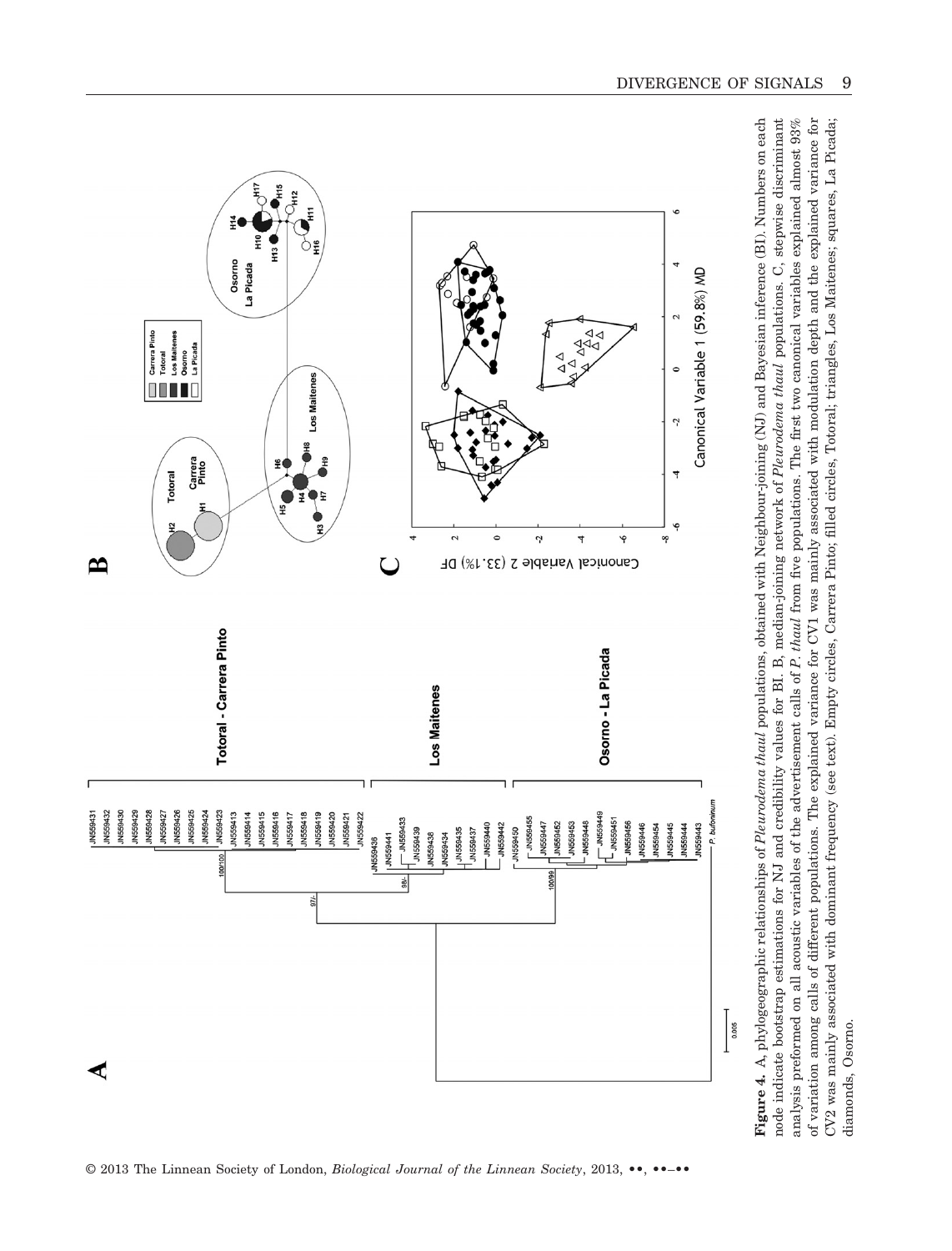**Figure 4.** A, phylogeographic relationships of *Pleurodema thaul* populations, obtained with Neighbour-joining (NJ) and Bayesian inference (BI). Numbers on each node indicate bootstrap estimations for NJ and credibility values for BI. B, median-joining network of *Pleurodema thaul* populations. C, stepwise discriminant analysis preformed on all acoustic variables of the advertisement calls of *P. thaul* from five populations. The first two canonical variables explained almost 93% of variation among calls of different populations. The explained variance for CV1 was mainly associated with modulation depth and the explained variance for CV2 was mainly associated with dominant frequency (see text). Empty circles, Carrera Pinto; filled circles, Totoral; triangles, Los Maitenes; squares, La Picada; diamonds, Osorno.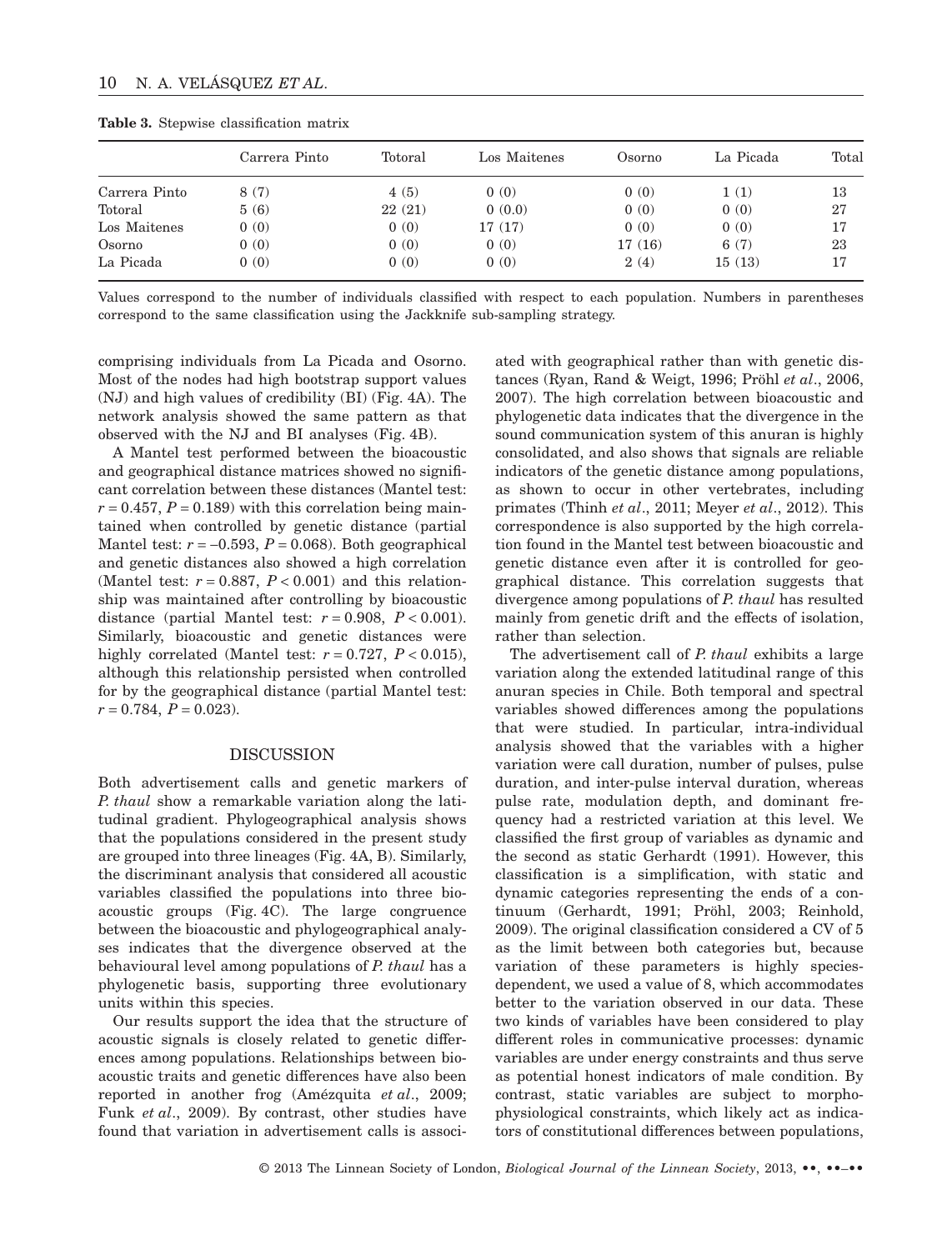**Table 3.** Stepwise classification matrix

| | Carrera Pinto | Totoral | Los Maitenes | Osorno | La Picada | Total |
|---|---|---|---|---|---|---|
| Carrera Pinto | 8 (7) | 4 (5) | 0 (0) | 0 (0) | 1 (1) | 13 |
| Totoral | 5 (6) | 22 (21) | 0 (0.0) | 0 (0) | 0 (0) | 27 |
| Los Maitenes | 0 (0) | 0 (0) | 17 (17) | 0 (0) | 0 (0) | 17 |
| Osorno | 0 (0) | 0 (0) | 0 (0) | 17 (16) | 6 (7) | 23 |
| La Picada | 0 (0) | 0 (0) | 0 (0) | 2 (4) | 15 (13) | 17 |

Values correspond to the number of individuals classified with respect to each population. Numbers in parentheses correspond to the same classification using the Jackknife sub-sampling strategy.

comprising individuals from La Picada and Osorno. Most of the nodes had high bootstrap support values (NJ) and high values of credibility (BI) (Fig. 4A). The network analysis showed the same pattern as that observed with the NJ and BI analyses (Fig. 4B).

A Mantel test performed between the bioacoustic and geographical distance matrices showed no significant correlation between these distances (Mantel test: $r = 0.457$, $P = 0.189$) with this correlation being maintained when controlled by genetic distance (partial Mantel test: $r = -0.593$, $P = 0.068$). Both geographical and genetic distances also showed a high correlation (Mantel test: $r = 0.887$, $P < 0.001$) and this relationship was maintained after controlling by bioacoustic distance (partial Mantel test: $r = 0.908$, $P < 0.001$). Similarly, bioacoustic and genetic distances were highly correlated (Mantel test: $r = 0.727$, $P < 0.015$), although this relationship persisted when controlled for by the geographical distance (partial Mantel test: $r = 0.784$, $P = 0.023$).

## DISCUSSION

Both advertisement calls and genetic markers of *P. thaul* show a remarkable variation along the latitudinal gradient. Phylogeographical analysis shows that the populations considered in the present study are grouped into three lineages (Fig. 4A, B). Similarly, the discriminant analysis that considered all acoustic variables classified the populations into three bioacoustic groups (Fig. 4C). The large congruence between the bioacoustic and phylogeographical analyses indicates that the divergence observed at the behavioural level among populations of *P. thaul* has a phylogenetic basis, supporting three evolutionary units within this species.

Our results support the idea that the structure of acoustic signals is closely related to genetic differences among populations. Relationships between bioacoustic traits and genetic differences have also been reported in another frog (Amézquita *et al*., 2009; Funk *et al*., 2009). By contrast, other studies have found that variation in advertisement calls is associated with geographical rather than with genetic distances (Ryan, Rand & Weigt, 1996; Pröhl *et al*., 2006, 2007). The high correlation between bioacoustic and phylogenetic data indicates that the divergence in the sound communication system of this anuran is highly consolidated, and also shows that signals are reliable indicators of the genetic distance among populations, as shown to occur in other vertebrates, including primates (Thinh *et al*., 2011; Meyer *et al*., 2012). This correspondence is also supported by the high correlation found in the Mantel test between bioacoustic and genetic distance even after it is controlled for geographical distance. This correlation suggests that divergence among populations of *P. thaul* has resulted mainly from genetic drift and the effects of isolation, rather than selection.

The advertisement call of *P. thaul* exhibits a large variation along the extended latitudinal range of this anuran species in Chile. Both temporal and spectral variables showed differences among the populations that were studied. In particular, intra-individual analysis showed that the variables with a higher variation were call duration, number of pulses, pulse duration, and inter-pulse interval duration, whereas pulse rate, modulation depth, and dominant frequency had a restricted variation at this level. We classified the first group of variables as dynamic and the second as static Gerhardt (1991). However, this classification is a simplification, with static and dynamic categories representing the ends of a continuum (Gerhardt, 1991; Pröhl, 2003; Reinhold, 2009). The original classification considered a CV of 5 as the limit between both categories but, because variation of these parameters is highly species-dependent, we used a value of 8, which accommodates better to the variation observed in our data. These two kinds of variables have been considered to play different roles in communicative processes: dynamic variables are under energy constraints and thus serve as potential honest indicators of male condition. By contrast, static variables are subject to morpho-physiological constraints, which likely act as indicators of constitutional differences between populations,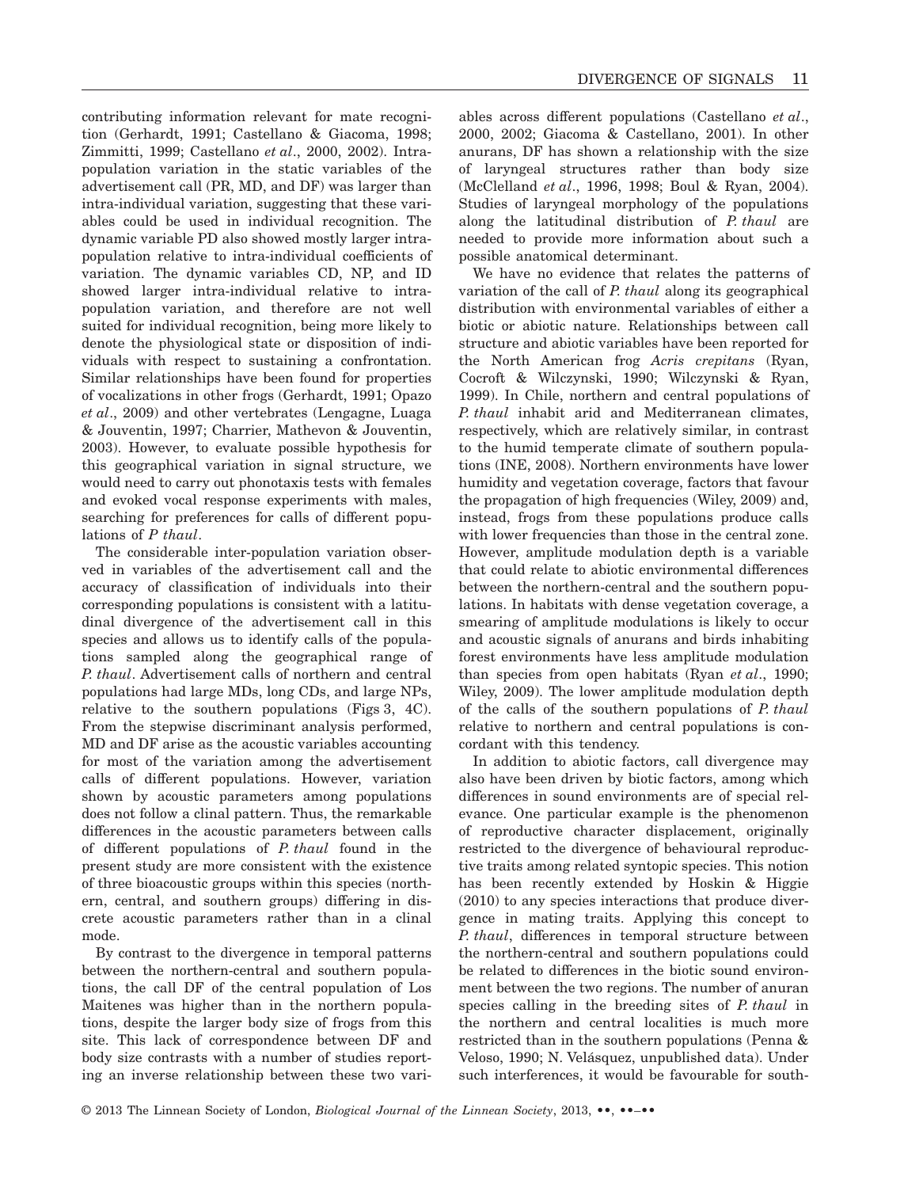contributing information relevant for mate recognition (Gerhardt, 1991; Castellano & Giacoma, 1998; Zimmitti, 1999; Castellano *et al*., 2000, 2002). Intra-population variation in the static variables of the advertisement call (PR, MD, and DF) was larger than intra-individual variation, suggesting that these variables could be used in individual recognition. The dynamic variable PD also showed mostly larger intra-population relative to intra-individual coefficients of variation. The dynamic variables CD, NP, and ID showed larger intra-individual relative to intra-population variation, and therefore are not well suited for individual recognition, being more likely to denote the physiological state or disposition of individuals with respect to sustaining a confrontation. Similar relationships have been found for properties of vocalizations in other frogs (Gerhardt, 1991; Opazo *et al*., 2009) and other vertebrates (Lengagne, Luaga & Jouventin, 1997; Charrier, Mathevon & Jouventin, 2003). However, to evaluate possible hypothesis for this geographical variation in signal structure, we would need to carry out phonotaxis tests with females and evoked vocal response experiments with males, searching for preferences for calls of different populations of *P. thaul*.

The considerable inter-population variation observed in variables of the advertisement call and the accuracy of classification of individuals into their corresponding populations is consistent with a latitudinal divergence of the advertisement call in this species and allows us to identify calls of the populations sampled along the geographical range of *P. thaul*. Advertisement calls of northern and central populations had large MDs, long CDs, and large NPs, relative to the southern populations (Figs 3, 4C). From the stepwise discriminant analysis performed, MD and DF arise as the acoustic variables accounting for most of the variation among the advertisement calls of different populations. However, variation shown by acoustic parameters among populations does not follow a clinal pattern. Thus, the remarkable differences in the acoustic parameters between calls of different populations of *P. thaul* found in the present study are more consistent with the existence of three bioacoustic groups within this species (northern, central, and southern groups) differing in discrete acoustic parameters rather than in a clinal mode.

By contrast to the divergence in temporal patterns between the northern-central and southern populations, the call DF of the central population of Los Maitenes was higher than in the northern populations, despite the larger body size of frogs from this site. This lack of correspondence between DF and body size contrasts with a number of studies reporting an inverse relationship between these two variables across different populations (Castellano *et al*., 2000, 2002; Giacoma & Castellano, 2001). In other anurans, DF has shown a relationship with the size of laryngeal structures rather than body size (McClelland *et al*., 1996, 1998; Boul & Ryan, 2004). Studies of laryngeal morphology of the populations along the latitudinal distribution of *P. thaul* are needed to provide more information about such a possible anatomical determinant.

We have no evidence that relates the patterns of variation of the call of *P. thaul* along its geographical distribution with environmental variables of either a biotic or abiotic nature. Relationships between call structure and abiotic variables have been reported for the North American frog *Acris crepitans* (Ryan, Cocroft & Wilczynski, 1990; Wilczynski & Ryan, 1999). In Chile, northern and central populations of *P. thaul* inhabit arid and Mediterranean climates, respectively, which are relatively similar, in contrast to the humid temperate climate of southern populations (INE, 2008). Northern environments have lower humidity and vegetation coverage, factors that favour the propagation of high frequencies (Wiley, 2009) and, instead, frogs from these populations produce calls with lower frequencies than those in the central zone. However, amplitude modulation depth is a variable that could relate to abiotic environmental differences between the northern-central and the southern populations. In habitats with dense vegetation coverage, a smearing of amplitude modulations is likely to occur and acoustic signals of anurans and birds inhabiting forest environments have less amplitude modulation than species from open habitats (Ryan *et al*., 1990; Wiley, 2009). The lower amplitude modulation depth of the calls of the southern populations of *P. thaul* relative to northern and central populations is concordant with this tendency.

In addition to abiotic factors, call divergence may also have been driven by biotic factors, among which differences in sound environments are of special relevance. One particular example is the phenomenon of reproductive character displacement, originally restricted to the divergence of behavioural reproductive traits among related syntopic species. This notion has been recently extended by Hoskin & Higgie (2010) to any species interactions that produce divergence in mating traits. Applying this concept to *P. thaul*, differences in temporal structure between the northern-central and southern populations could be related to differences in the biotic sound environment between the two regions. The number of anuran species calling in the breeding sites of *P. thaul* in the northern and central localities is much more restricted than in the southern populations (Penna & Veloso, 1990; N. Velásquez, unpublished data). Under such interferences, it would be favourable for south-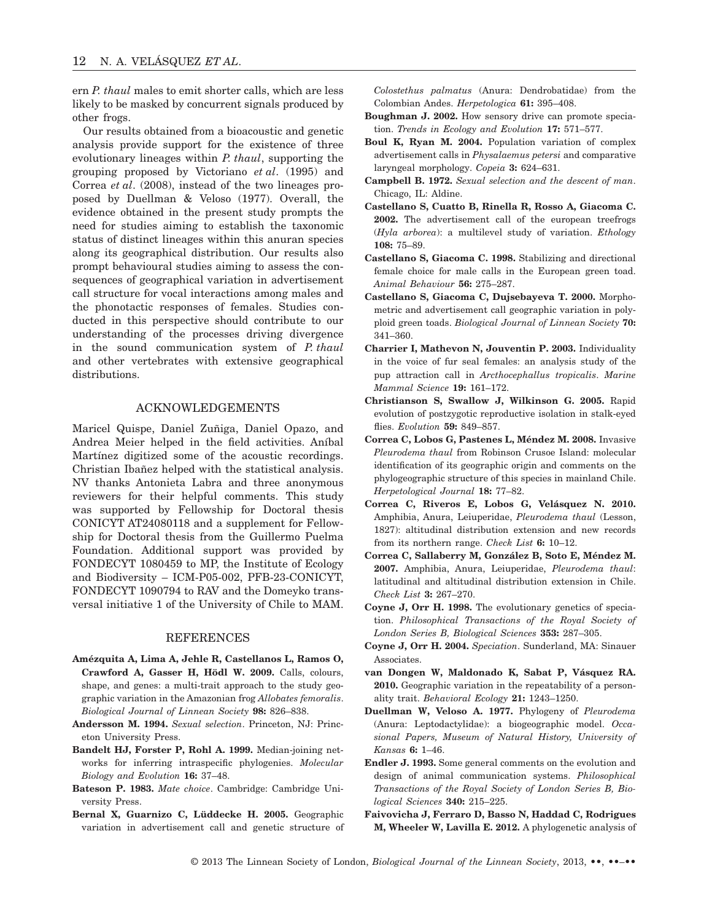ern *P. thaul* males to emit shorter calls, which are less likely to be masked by concurrent signals produced by other frogs.

Our results obtained from a bioacoustic and genetic analysis provide support for the existence of three evolutionary lineages within *P. thaul*, supporting the grouping proposed by Victoriano *et al*. (1995) and Correa *et al*. (2008), instead of the two lineages proposed by Duellman & Veloso (1977). Overall, the evidence obtained in the present study prompts the need for studies aiming to establish the taxonomic status of distinct lineages within this anuran species along its geographical distribution. Our results also prompt behavioural studies aiming to assess the consequences of geographical variation in advertisement call structure for vocal interactions among males and the phonotactic responses of females. Studies conducted in this perspective should contribute to our understanding of the processes driving divergence in the sound communication system of *P. thaul* and other vertebrates with extensive geographical distributions.

## ACKNOWLEDGEMENTS

Maricel Quispe, Daniel Zuñiga, Daniel Opazo, and Andrea Meier helped in the field activities. Aníbal Martínez digitized some of the acoustic recordings. Christian Ibañez helped with the statistical analysis. NV thanks Antonieta Labra and three anonymous reviewers for their helpful comments. This study was supported by Fellowship for Doctoral thesis CONICYT AT24080118 and a supplement for Fellowship for Doctoral thesis from the Guillermo Puelma Foundation. Additional support was provided by FONDECYT 1080459 to MP, the Institute of Ecology and Biodiversity – ICM-P05-002, PFB-23-CONICYT, FONDECYT 1090794 to RAV and the Domeyko transversal initiative 1 of the University of Chile to MAM.

## REFERENCES

**Amézquita A, Lima A, Jehle R, Castellanos L, Ramos O, Crawford A, Gasser H, Hödl W. 2009.** Calls, colours, shape, and genes: a multi-trait approach to the study geographic variation in the Amazonian frog *Allobates femoralis*. *Biological Journal of Linnean Society* **98:** 826–838.

**Andersson M. 1994.** *Sexual selection*. Princeton, NJ: Princeton University Press.

**Bandelt HJ, Forster P, Rohl A. 1999.** Median-joining networks for inferring intraspecific phylogenies. *Molecular Biology and Evolution* **16:** 37–48.

**Bateson P. 1983.** *Mate choice*. Cambridge: Cambridge University Press.

**Bernal X, Guarnizo C, Lüddecke H. 2005.** Geographic variation in advertisement call and genetic structure of *Colostethus palmatus* (Anura: Dendrobatidae) from the Colombian Andes. *Herpetologica* **61:** 395–408.

**Boughman J. 2002.** How sensory drive can promote speciation. *Trends in Ecology and Evolution* **17:** 571–577.

**Boul K, Ryan M. 2004.** Population variation of complex advertisement calls in *Physalaemus petersi* and comparative laryngeal morphology. *Copeia* **3:** 624–631.

**Campbell B. 1972.** *Sexual selection and the descent of man*. Chicago, IL: Aldine.

**Castellano S, Cuatto B, Rinella R, Rosso A, Giacoma C. 2002.** The advertisement call of the european treefrogs (*Hyla arborea*): a multilevel study of variation. *Ethology* **108:** 75–89.

**Castellano S, Giacoma C. 1998.** Stabilizing and directional female choice for male calls in the European green toad. *Animal Behaviour* **56:** 275–287.

**Castellano S, Giacoma C, Dujsebayeva T. 2000.** Morphometric and advertisement call geographic variation in polyploid green toads. *Biological Journal of Linnean Society* **70:** 341–360.

**Charrier I, Mathevon N, Jouventin P. 2003.** Individuality in the voice of fur seal females: an analysis study of the pup attraction call in *Arcthocephallus tropicalis*. *Marine Mammal Science* **19:** 161–172.

**Christianson S, Swallow J, Wilkinson G. 2005.** Rapid evolution of postzygotic reproductive isolation in stalk-eyed flies. *Evolution* **59:** 849–857.

**Correa C, Lobos G, Pastenes L, Méndez M. 2008.** Invasive *Pleurodema thaul* from Robinson Crusoe Island: molecular identification of its geographic origin and comments on the phylogeographic structure of this species in mainland Chile. *Herpetological Journal* **18:** 77–82.

**Correa C, Riveros E, Lobos G, Velásquez N. 2010.** Amphibia, Anura, Leiuperidae, *Pleurodema thaul* (Lesson, 1827): altitudinal distribution extension and new records from its northern range. *Check List* **6:** 10–12.

**Correa C, Sallaberry M, González B, Soto E, Méndez M. 2007.** Amphibia, Anura, Leiuperidae, *Pleurodema thaul*: latitudinal and altitudinal distribution extension in Chile. *Check List* **3:** 267–270.

**Coyne J, Orr H. 1998.** The evolutionary genetics of speciation. *Philosophical Transactions of the Royal Society of London Series B, Biological Sciences* **353:** 287–305.

**Coyne J, Orr H. 2004.** *Speciation*. Sunderland, MA: Sinauer Associates.

**van Dongen W, Maldonado K, Sabat P, Vásquez RA. 2010.** Geographic variation in the repeatability of a personality trait. *Behavioral Ecology* **21:** 1243–1250.

**Duellman W, Veloso A. 1977.** Phylogeny of *Pleurodema* (Anura: Leptodactylidae): a biogeographic model. *Occasional Papers, Museum of Natural History, University of Kansas* **6:** 1–46.

**Endler J. 1993.** Some general comments on the evolution and design of animal communication systems. *Philosophical Transactions of the Royal Society of London Series B, Biological Sciences* **340:** 215–225.

**Faivovicha J, Ferraro D, Basso N, Haddad C, Rodrigues M, Wheeler W, Lavilla E. 2012.** A phylogenetic analysis of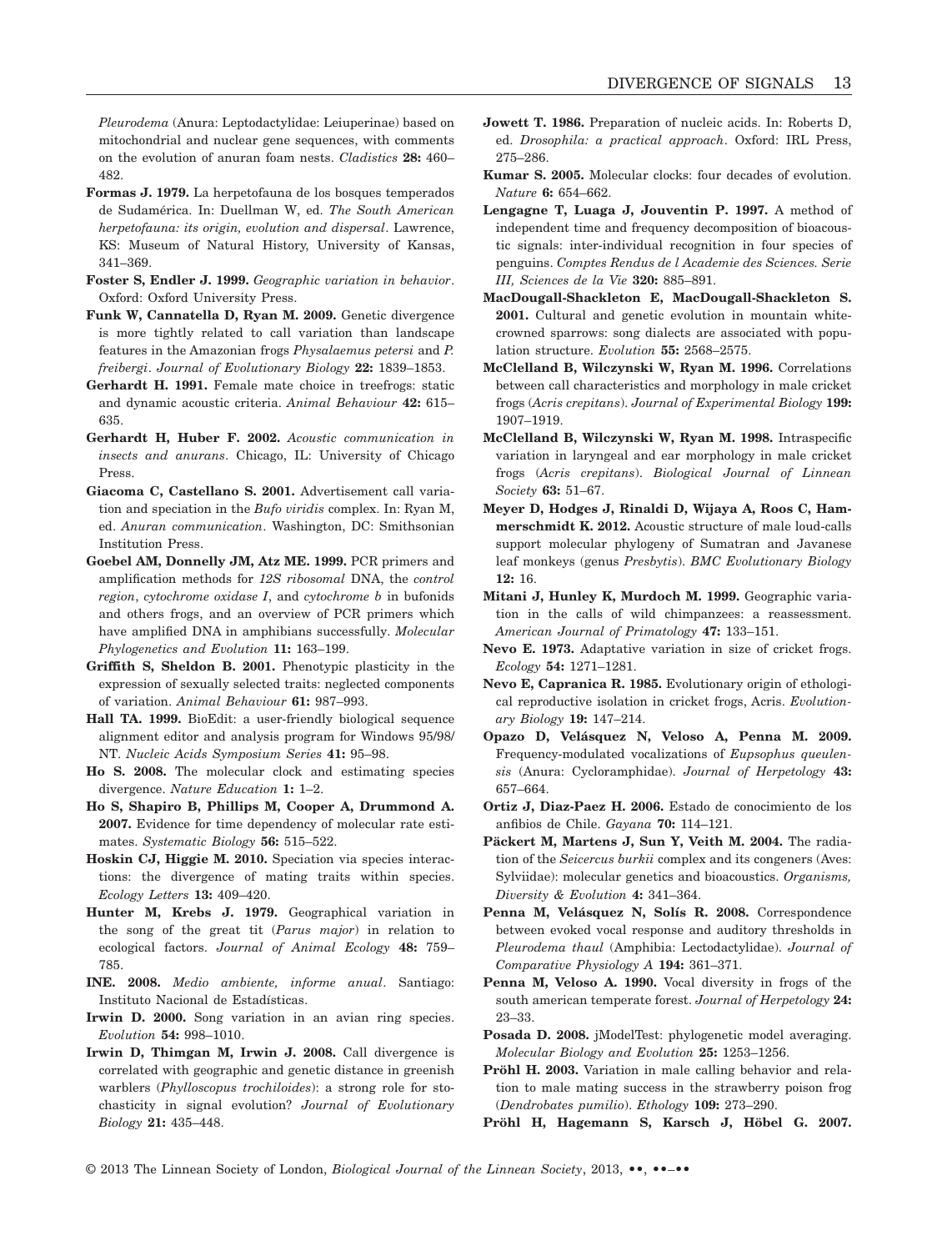*Pleurodema* (Anura: Leptodactylidae: Leiuperinae) based on mitochondrial and nuclear gene sequences, with comments on the evolution of anuran foam nests. *Cladistics* **28:** 460–482.

**Formas J. 1979.** La herpetofauna de los bosques temperados de Sudamérica. In: Duellman W, ed. *The South American herpetofauna: its origin, evolution and dispersal*. Lawrence, KS: Museum of Natural History, University of Kansas, 341–369.

**Foster S, Endler J. 1999.** *Geographic variation in behavior*. Oxford: Oxford University Press.

**Funk W, Cannatella D, Ryan M. 2009.** Genetic divergence is more tightly related to call variation than landscape features in the Amazonian frogs *Physalaemus petersi* and *P. freibergi*. *Journal of Evolutionary Biology* **22:** 1839–1853.

**Gerhardt H. 1991.** Female mate choice in treefrogs: static and dynamic acoustic criteria. *Animal Behaviour* **42:** 615–635.

**Gerhardt H, Huber F. 2002.** *Acoustic communication in insects and anurans*. Chicago, IL: University of Chicago Press.

**Giacoma C, Castellano S. 2001.** Advertisement call variation and speciation in the *Bufo viridis* complex. In: Ryan M, ed. *Anuran communication*. Washington, DC: Smithsonian Institution Press.

**Goebel AM, Donnelly JM, Atz ME. 1999.** PCR primers and amplification methods for *12S ribosomal* DNA, the *control region*, *cytochrome oxidase I*, and *cytochrome b* in bufonids and others frogs, and an overview of PCR primers which have amplified DNA in amphibians successfully. *Molecular Phylogenetics and Evolution* **11:** 163–199.

**Griffith S, Sheldon B. 2001.** Phenotypic plasticity in the expression of sexually selected traits: neglected components of variation. *Animal Behaviour* **61:** 987–993.

**Hall TA. 1999.** BioEdit: a user-friendly biological sequence alignment editor and analysis program for Windows 95/98/NT. *Nucleic Acids Symposium Series* **41:** 95–98.

**Ho S. 2008.** The molecular clock and estimating species divergence. *Nature Education* **1:** 1–2.

**Ho S, Shapiro B, Phillips M, Cooper A, Drummond A. 2007.** Evidence for time dependency of molecular rate estimates. *Systematic Biology* **56:** 515–522.

**Hoskin CJ, Higgie M. 2010.** Speciation via species interactions: the divergence of mating traits within species. *Ecology Letters* **13:** 409–420.

**Hunter M, Krebs J. 1979.** Geographical variation in the song of the great tit (*Parus major*) in relation to ecological factors. *Journal of Animal Ecology* **48:** 759–785.

**INE. 2008.** *Medio ambiente, informe anual*. Santiago: Instituto Nacional de Estadísticas.

**Irwin D. 2000.** Song variation in an avian ring species. *Evolution* **54:** 998–1010.

**Irwin D, Thimgan M, Irwin J. 2008.** Call divergence is correlated with geographic and genetic distance in greenish warblers (*Phylloscopus trochiloides*): a strong role for stochasticity in signal evolution? *Journal of Evolutionary Biology* **21:** 435–448.

**Jowett T. 1986.** Preparation of nucleic acids. In: Roberts D, ed. *Drosophila: a practical approach*. Oxford: IRL Press, 275–286.

**Kumar S. 2005.** Molecular clocks: four decades of evolution. *Nature* **6:** 654–662.

**Lengagne T, Luaga J, Jouventin P. 1997.** A method of independent time and frequency decomposition of bioacoustic signals: inter-individual recognition in four species of penguins. *Comptes Rendus de l Academie des Sciences. Serie III, Sciences de la Vie* **320:** 885–891.

**MacDougall-Shackleton E, MacDougall-Shackleton S. 2001.** Cultural and genetic evolution in mountain white-crowned sparrows: song dialects are associated with population structure. *Evolution* **55:** 2568–2575.

**McClelland B, Wilczynski W, Ryan M. 1996.** Correlations between call characteristics and morphology in male cricket frogs (*Acris crepitans*). *Journal of Experimental Biology* **199:** 1907–1919.

**McClelland B, Wilczynski W, Ryan M. 1998.** Intraspecific variation in laryngeal and ear morphology in male cricket frogs (*Acris crepitans*). *Biological Journal of Linnean Society* **63:** 51–67.

**Meyer D, Hodges J, Rinaldi D, Wijaya A, Roos C, Hammerschmidt K. 2012.** Acoustic structure of male loud-calls support molecular phylogeny of Sumatran and Javanese leaf monkeys (genus *Presbytis*). *BMC Evolutionary Biology* **12:** 16.

**Mitani J, Hunley K, Murdoch M. 1999.** Geographic variation in the calls of wild chimpanzees: a reassessment. *American Journal of Primatology* **47:** 133–151.

**Nevo E. 1973.** Adaptative variation in size of cricket frogs. *Ecology* **54:** 1271–1281.

**Nevo E, Capranica R. 1985.** Evolutionary origin of ethological reproductive isolation in cricket frogs, Acris. *Evolutionary Biology* **19:** 147–214.

**Opazo D, Velásquez N, Veloso A, Penna M. 2009.** Frequency-modulated vocalizations of *Eupsophus queulensis* (Anura: Cycloramphidae). *Journal of Herpetology* **43:** 657–664.

**Ortiz J, Diaz-Paez H. 2006.** Estado de conocimiento de los anfibios de Chile. *Gayana* **70:** 114–121.

**Päckert M, Martens J, Sun Y, Veith M. 2004.** The radiation of the *Seicercus burkii* complex and its congeners (Aves: Sylviidae): molecular genetics and bioacoustics. *Organisms, Diversity & Evolution* **4:** 341–364.

**Penna M, Velásquez N, Solís R. 2008.** Correspondence between evoked vocal response and auditory thresholds in *Pleurodema thaul* (Amphibia: Lectodactylidae). *Journal of Comparative Physiology A* **194:** 361–371.

**Penna M, Veloso A. 1990.** Vocal diversity in frogs of the south american temperate forest. *Journal of Herpetology* **24:** 23–33.

**Posada D. 2008.** jModelTest: phylogenetic model averaging. *Molecular Biology and Evolution* **25:** 1253–1256.

**Pröhl H. 2003.** Variation in male calling behavior and relation to male mating success in the strawberry poison frog (*Dendrobates pumilio*). *Ethology* **109:** 273–290.

**Pröhl H, Hagemann S, Karsch J, Höbel G. 2007.**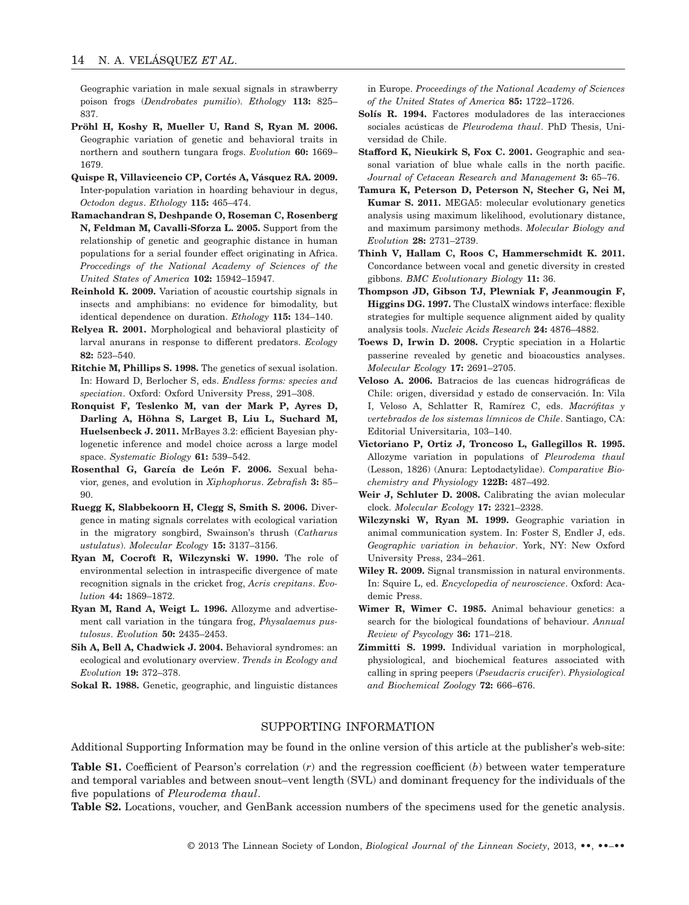Geographic variation in male sexual signals in strawberry poison frogs (*Dendrobates pumilio*). *Ethology* **113:** 825–837.

**Pröhl H, Koshy R, Mueller U, Rand S, Ryan M. 2006.** Geographic variation of genetic and behavioral traits in northern and southern tungara frogs. *Evolution* **60:** 1669–1679.

**Quispe R, Villavicencio CP, Cortés A, Vásquez RA. 2009.** Inter-population variation in hoarding behaviour in degus, *Octodon degus*. *Ethology* **115:** 465–474.

**Ramachandran S, Deshpande O, Roseman C, Rosenberg N, Feldman M, Cavalli-Sforza L. 2005.** Support from the relationship of genetic and geographic distance in human populations for a serial founder effect originating in Africa. *Proccedings of the National Academy of Sciences of the United States of America* **102:** 15942–15947.

**Reinhold K. 2009.** Variation of acoustic courtship signals in insects and amphibians: no evidence for bimodality, but identical dependence on duration. *Ethology* **115:** 134–140.

**Relyea R. 2001.** Morphological and behavioral plasticity of larval anurans in response to different predators. *Ecology* **82:** 523–540.

**Ritchie M, Phillips S. 1998.** The genetics of sexual isolation. In: Howard D, Berlocher S, eds. *Endless forms: species and speciation*. Oxford: Oxford University Press, 291–308.

**Ronquist F, Teslenko M, van der Mark P, Ayres D, Darling A, Höhna S, Larget B, Liu L, Suchard M, Huelsenbeck J. 2011.** MrBayes 3.2: efficient Bayesian phylogenetic inference and model choice across a large model space. *Systematic Biology* **61:** 539–542.

**Rosenthal G, García de León F. 2006.** Sexual behavior, genes, and evolution in *Xiphophorus*. *Zebrafish* **3:** 85–90.

**Ruegg K, Slabbekoorn H, Clegg S, Smith S. 2006.** Divergence in mating signals correlates with ecological variation in the migratory songbird, Swainson's thrush (*Catharus ustulatus*). *Molecular Ecology* **15:** 3137–3156.

**Ryan M, Cocroft R, Wilczynski W. 1990.** The role of environmental selection in intraspecific divergence of mate recognition signals in the cricket frog, *Acris crepitans*. *Evolution* **44:** 1869–1872.

**Ryan M, Rand A, Weigt L. 1996.** Allozyme and advertisement call variation in the túngara frog, *Physalaemus pustulosus*. *Evolution* **50:** 2435–2453.

**Sih A, Bell A, Chadwick J. 2004.** Behavioral syndromes: an ecological and evolutionary overview. *Trends in Ecology and Evolution* **19:** 372–378.

**Sokal R. 1988.** Genetic, geographic, and linguistic distances in Europe. *Proceedings of the National Academy of Sciences of the United States of America* **85:** 1722–1726.

**Solís R. 1994.** Factores moduladores de las interacciones sociales acústicas de *Pleurodema thaul*. PhD Thesis, Universidad de Chile.

**Stafford K, Nieukirk S, Fox C. 2001.** Geographic and seasonal variation of blue whale calls in the north pacific. *Journal of Cetacean Research and Management* **3:** 65–76.

**Tamura K, Peterson D, Peterson N, Stecher G, Nei M, Kumar S. 2011.** MEGA5: molecular evolutionary genetics analysis using maximum likelihood, evolutionary distance, and maximum parsimony methods. *Molecular Biology and Evolution* **28:** 2731–2739.

**Thinh V, Hallam C, Roos C, Hammerschmidt K. 2011.** Concordance between vocal and genetic diversity in crested gibbons. *BMC Evolutionary Biology* **11:** 36.

**Thompson JD, Gibson TJ, Plewniak F, Jeanmougin F, Higgins DG. 1997.** The ClustalX windows interface: flexible strategies for multiple sequence alignment aided by quality analysis tools. *Nucleic Acids Research* **24:** 4876–4882.

**Toews D, Irwin D. 2008.** Cryptic speciation in a Holarctic passerine revealed by genetic and bioacoustics analyses. *Molecular Ecology* **17:** 2691–2705.

**Veloso A. 2006.** Batracios de las cuencas hidrográficas de Chile: origen, diversidad y estado de conservación. In: Vila I, Veloso A, Schlatter R, Ramírez C, eds. *Macrófitas y vertebrados de los sistemas límnicos de Chile*. Santiago, CA: Editorial Universitaria, 103–140.

**Victoriano P, Ortiz J, Troncoso L, Gallegillos R. 1995.** Allozyme variation in populations of *Pleurodema thaul* (Lesson, 1826) (Anura: Leptodactylidae). *Comparative Biochemistry and Physiology* **122B:** 487–492.

**Weir J, Schluter D. 2008.** Calibrating the avian molecular clock. *Molecular Ecology* **17:** 2321–2328.

**Wilczynski W, Ryan M. 1999.** Geographic variation in animal communication system. In: Foster S, Endler J, eds. *Geographic variation in behavior*. York, NY: New Oxford University Press, 234–261.

**Wiley R. 2009.** Signal transmission in natural environments. In: Squire L, ed. *Encyclopedia of neuroscience*. Oxford: Academic Press.

**Wimer R, Wimer C. 1985.** Animal behaviour genetics: a search for the biological foundations of behaviour. *Annual Review of Psycology* **36:** 171–218.

**Zimmitti S. 1999.** Individual variation in morphological, physiological, and biochemical features associated with calling in spring peepers (*Pseudacris crucifer*). *Physiological and Biochemical Zoology* **72:** 666–676.

## SUPPORTING INFORMATION

Additional Supporting Information may be found in the online version of this article at the publisher's web-site:

**Table S1.** Coefficient of Pearson's correlation ($r$) and the regression coefficient ($b$) between water temperature and temporal variables and between snout–vent length (SVL) and dominant frequency for the individuals of the five populations of *Pleurodema thaul*.

**Table S2.** Locations, voucher, and GenBank accession numbers of the specimens used for the genetic analysis.